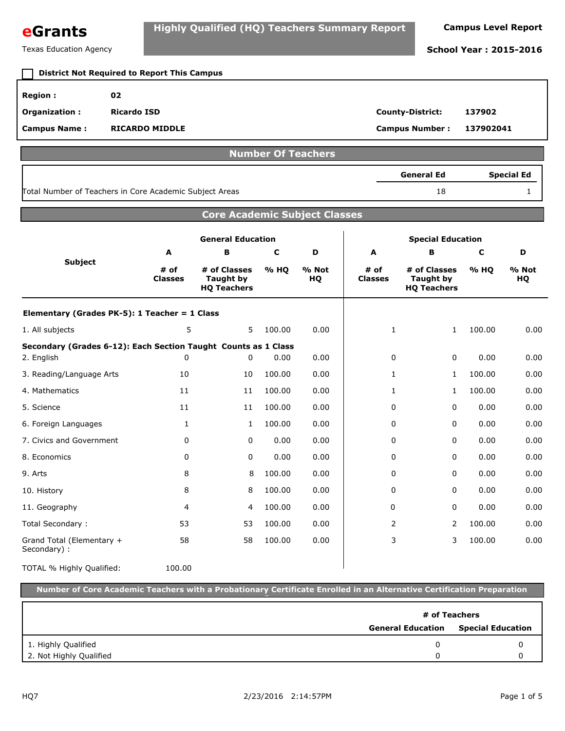**eGrants**

Texas Education Agency

## Highly Qualified (HQ) Teachers Summary Report

**Campus Level Report**

**School Year : 2015-2016**

☐ **District Not Required to Report This Campus**

| | | | |
|---|---|---|---|
| **Region :** | **02** | | |
| **Organization :** | **Ricardo ISD** | **County-District:** | **137902** |
| **Campus Name :** | **RICARDO MIDDLE** | **Campus Number :** | **137902041** |

### Number Of Teachers

| | General Ed | Special Ed |
|---|---|---|
| Total Number of Teachers in Core Academic Subject Areas | 18 | 1 |

### Core Academic Subject Classes

| Subject | General Education | | | | Special Education | | | |
|---|---|---|---|---|---|---|---|---|
| | A | B | C | D | A | B | C | D |
| | # of Classes | # of Classes Taught by HQ Teachers | % HQ | % Not HQ | # of Classes | # of Classes Taught by HQ Teachers | % HQ | % Not HQ |
| **Elementary (Grades PK-5): 1 Teacher = 1 Class** | | | | | | | | |
| 1. All subjects | 5 | 5 | 100.00 | 0.00 | 1 | 1 | 100.00 | 0.00 |
| **Secondary (Grades 6-12): Each Section Taught Counts as 1 Class** | | | | | | | | |
| 2. English | 0 | 0 | 0.00 | 0.00 | 0 | 0 | 0.00 | 0.00 |
| 3. Reading/Language Arts | 10 | 10 | 100.00 | 0.00 | 1 | 1 | 100.00 | 0.00 |
| 4. Mathematics | 11 | 11 | 100.00 | 0.00 | 1 | 1 | 100.00 | 0.00 |
| 5. Science | 11 | 11 | 100.00 | 0.00 | 0 | 0 | 0.00 | 0.00 |
| 6. Foreign Languages | 1 | 1 | 100.00 | 0.00 | 0 | 0 | 0.00 | 0.00 |
| 7. Civics and Government | 0 | 0 | 0.00 | 0.00 | 0 | 0 | 0.00 | 0.00 |
| 8. Economics | 0 | 0 | 0.00 | 0.00 | 0 | 0 | 0.00 | 0.00 |
| 9. Arts | 8 | 8 | 100.00 | 0.00 | 0 | 0 | 0.00 | 0.00 |
| 10. History | 8 | 8 | 100.00 | 0.00 | 0 | 0 | 0.00 | 0.00 |
| 11. Geography | 4 | 4 | 100.00 | 0.00 | 0 | 0 | 0.00 | 0.00 |
| Total Secondary : | 53 | 53 | 100.00 | 0.00 | 2 | 2 | 100.00 | 0.00 |
| Grand Total (Elementary + Secondary) : | 58 | 58 | 100.00 | 0.00 | 3 | 3 | 100.00 | 0.00 |
| TOTAL % Highly Qualified: | 100.00 | | | | | | | |

### Number of Core Academic Teachers with a Probationary Certificate Enrolled in an Alternative Certification Preparation

| | # of Teachers | |
|---|---|---|
| | General Education | Special Education |
| 1. Highly Qualified | 0 | 0 |
| 2. Not Highly Qualified | 0 | 0 |

HQ7 2/23/2016 2:14:57PM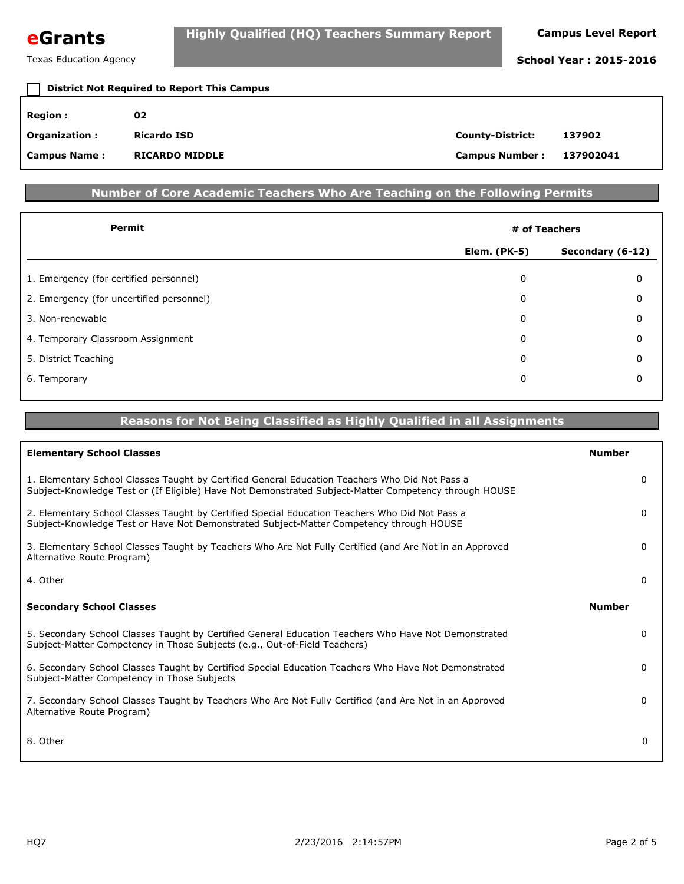**eGrants**

Texas Education Agency

## Highly Qualified (HQ) Teachers Summary Report

**Campus Level Report**

**School Year : 2015-2016**

☐ **District Not Required to Report This Campus**

| | | | |
|---|---|---|---|
| **Region :** | **02** | | |
| **Organization :** | **Ricardo ISD** | **County-District:** | **137902** |
| **Campus Name :** | **RICARDO MIDDLE** | **Campus Number :** | **137902041** |

### Number of Core Academic Teachers Who Are Teaching on the Following Permits

| Permit | # of Teachers | |
|---|---|---|
| | **Elem. (PK-5)** | **Secondary (6-12)** |
| 1. Emergency (for certified personnel) | 0 | 0 |
| 2. Emergency (for uncertified personnel) | 0 | 0 |
| 3. Non-renewable | 0 | 0 |
| 4. Temporary Classroom Assignment | 0 | 0 |
| 5. District Teaching | 0 | 0 |
| 6. Temporary | 0 | 0 |

### Reasons for Not Being Classified as Highly Qualified in all Assignments

| **Elementary School Classes** | **Number** |
|---|---|
| 1. Elementary School Classes Taught by Certified General Education Teachers Who Did Not Pass a Subject-Knowledge Test or (If Eligible) Have Not Demonstrated Subject-Matter Competency through HOUSE | 0 |
| 2. Elementary School Classes Taught by Certified Special Education Teachers Who Did Not Pass a Subject-Knowledge Test or Have Not Demonstrated Subject-Matter Competency through HOUSE | 0 |
| 3. Elementary School Classes Taught by Teachers Who Are Not Fully Certified (and Are Not in an Approved Alternative Route Program) | 0 |
| 4. Other | 0 |
| **Secondary School Classes** | **Number** |
| 5. Secondary School Classes Taught by Certified General Education Teachers Who Have Not Demonstrated Subject-Matter Competency in Those Subjects (e.g., Out-of-Field Teachers) | 0 |
| 6. Secondary School Classes Taught by Certified Special Education Teachers Who Have Not Demonstrated Subject-Matter Competency in Those Subjects | 0 |
| 7. Secondary School Classes Taught by Teachers Who Are Not Fully Certified (and Are Not in an Approved Alternative Route Program) | 0 |
| 8. Other | 0 |

HQ7 2/23/2016 2:14:57PM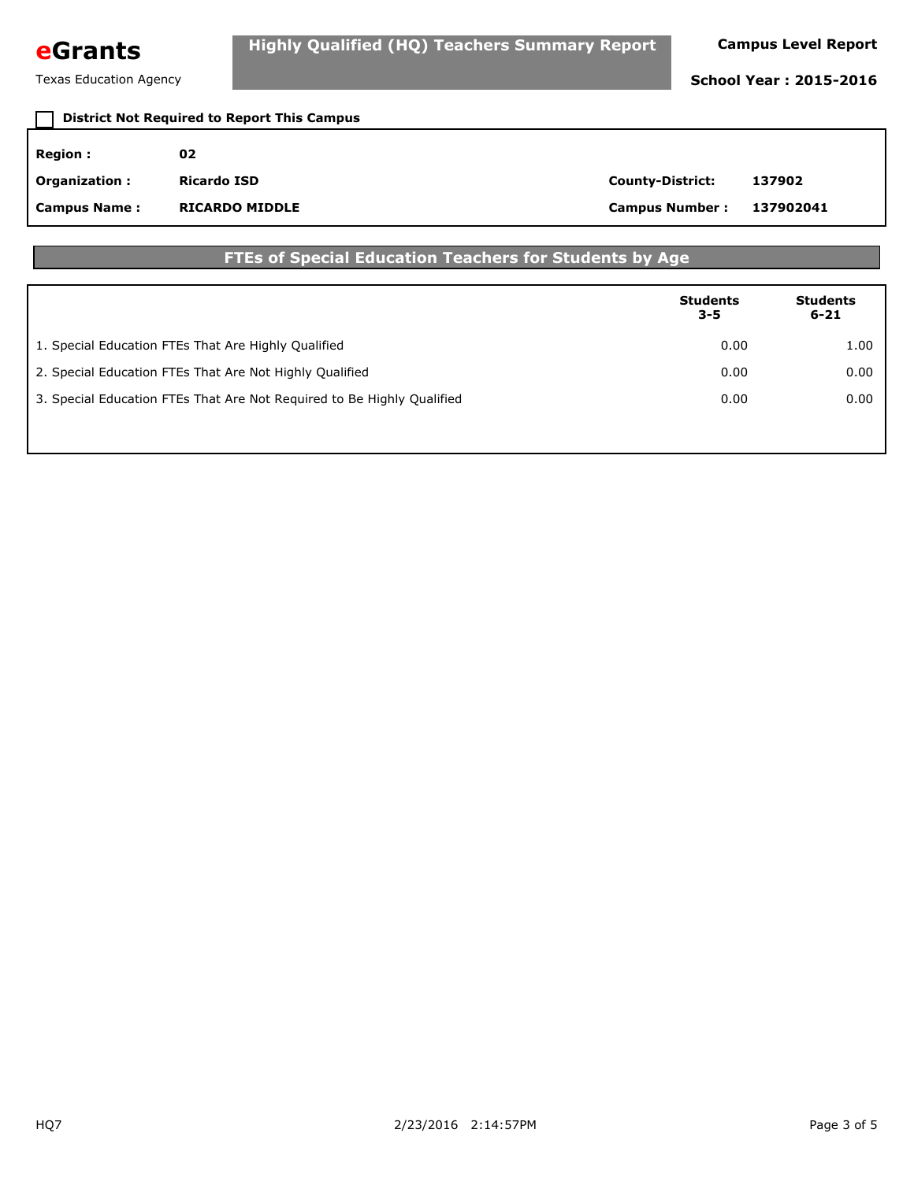**eGrants**

Texas Education Agency

## Highly Qualified (HQ) Teachers Summary Report

**Campus Level Report**

**School Year : 2015-2016**

☐ **District Not Required to Report This Campus**

| | | | |
|---|---|---|---|
| **Region :** | **02** | | |
| **Organization :** | **Ricardo ISD** | **County-District:** | **137902** |
| **Campus Name :** | **RICARDO MIDDLE** | **Campus Number :** | **137902041** |

## FTEs of Special Education Teachers for Students by Age

| | Students 3-5 | Students 6-21 |
|---|---|---|
| 1. Special Education FTEs That Are Highly Qualified | 0.00 | 1.00 |
| 2. Special Education FTEs That Are Not Highly Qualified | 0.00 | 0.00 |
| 3. Special Education FTEs That Are Not Required to Be Highly Qualified | 0.00 | 0.00 |

HQ7 2/23/2016 2:14:57PM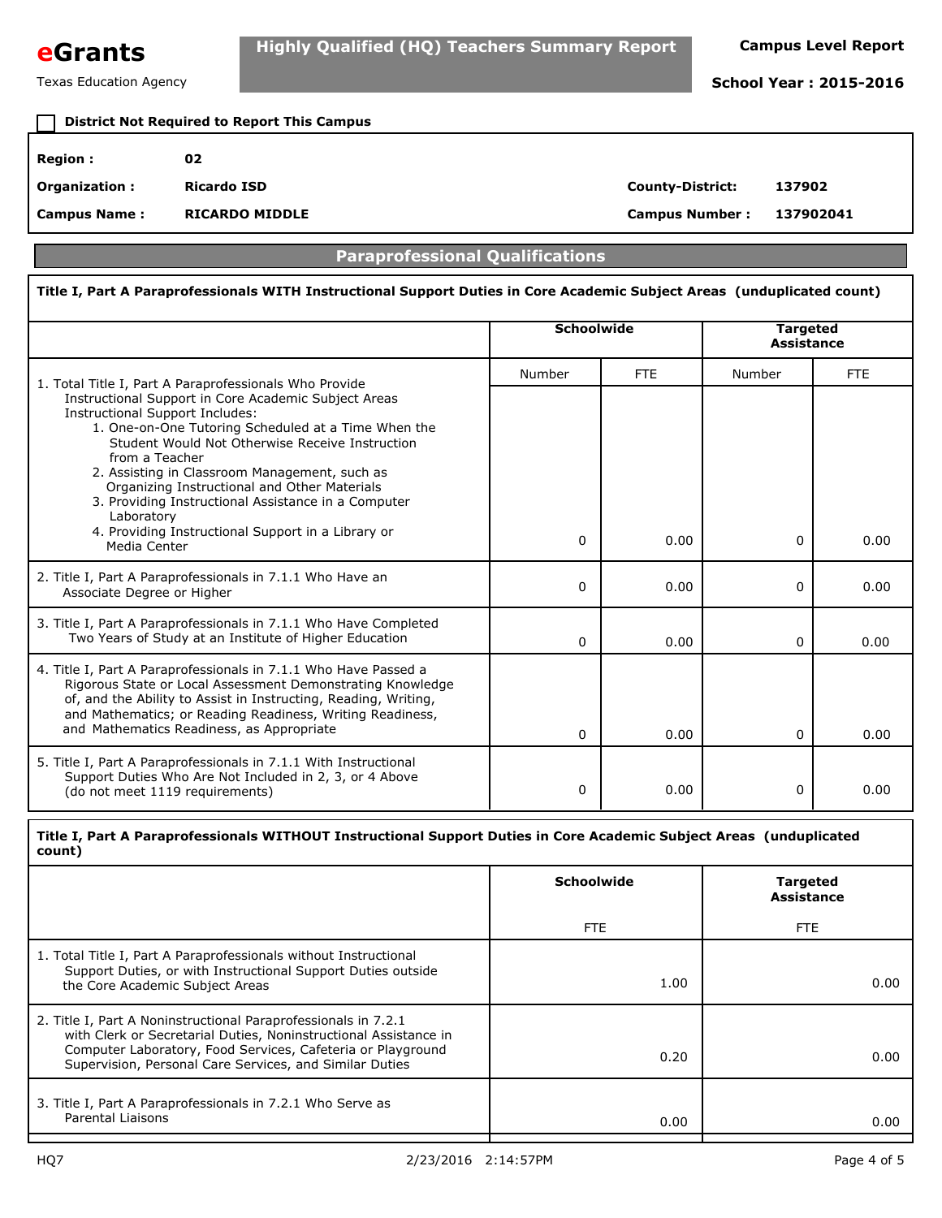**eGrants**

Texas Education Agency

**Highly Qualified (HQ) Teachers Summary Report**

**Campus Level Report**

**School Year : 2015-2016**

☐ **District Not Required to Report This Campus**

| | | | |
|---|---|---|---|
| **Region :** | **02** | | |
| **Organization :** | **Ricardo ISD** | **County-District:** | **137902** |
| **Campus Name :** | **RICARDO MIDDLE** | **Campus Number :** | **137902041** |

## Paraprofessional Qualifications

**Title I, Part A Paraprofessionals WITH Instructional Support Duties in Core Academic Subject Areas (unduplicated count)**

| | **Schoolwide** | | **Targeted Assistance** | |
|---|---|---|---|---|
| | Number | FTE | Number | FTE |
| 1. Total Title I, Part A Paraprofessionals Who Provide Instructional Support in Core Academic Subject Areas Instructional Support Includes: 1. One-on-One Tutoring Scheduled at a Time When the Student Would Not Otherwise Receive Instruction from a Teacher 2. Assisting in Classroom Management, such as Organizing Instructional and Other Materials 3. Providing Instructional Assistance in a Computer Laboratory 4. Providing Instructional Support in a Library or Media Center | 0 | 0.00 | 0 | 0.00 |
| 2. Title I, Part A Paraprofessionals in 7.1.1 Who Have an Associate Degree or Higher | 0 | 0.00 | 0 | 0.00 |
| 3. Title I, Part A Paraprofessionals in 7.1.1 Who Have Completed Two Years of Study at an Institute of Higher Education | 0 | 0.00 | 0 | 0.00 |
| 4. Title I, Part A Paraprofessionals in 7.1.1 Who Have Passed a Rigorous State or Local Assessment Demonstrating Knowledge of, and the Ability to Assist in Instructing, Reading, Writing, and Mathematics; or Reading Readiness, Writing Readiness, and Mathematics Readiness, as Appropriate | 0 | 0.00 | 0 | 0.00 |
| 5. Title I, Part A Paraprofessionals in 7.1.1 With Instructional Support Duties Who Are Not Included in 2, 3, or 4 Above (do not meet 1119 requirements) | 0 | 0.00 | 0 | 0.00 |

**Title I, Part A Paraprofessionals WITHOUT Instructional Support Duties in Core Academic Subject Areas (unduplicated count)**

| | **Schoolwide** | **Targeted Assistance** |
|---|---|---|
| | FTE | FTE |
| 1. Total Title I, Part A Paraprofessionals without Instructional Support Duties, or with Instructional Support Duties outside the Core Academic Subject Areas | 1.00 | 0.00 |
| 2. Title I, Part A Noninstructional Paraprofessionals in 7.2.1 with Clerk or Secretarial Duties, Noninstructional Assistance in Computer Laboratory, Food Services, Cafeteria or Playground Supervision, Personal Care Services, and Similar Duties | 0.20 | 0.00 |
| 3. Title I, Part A Paraprofessionals in 7.2.1 Who Serve as Parental Liaisons | 0.00 | 0.00 |

HQ7 2/23/2016 2:14:57PM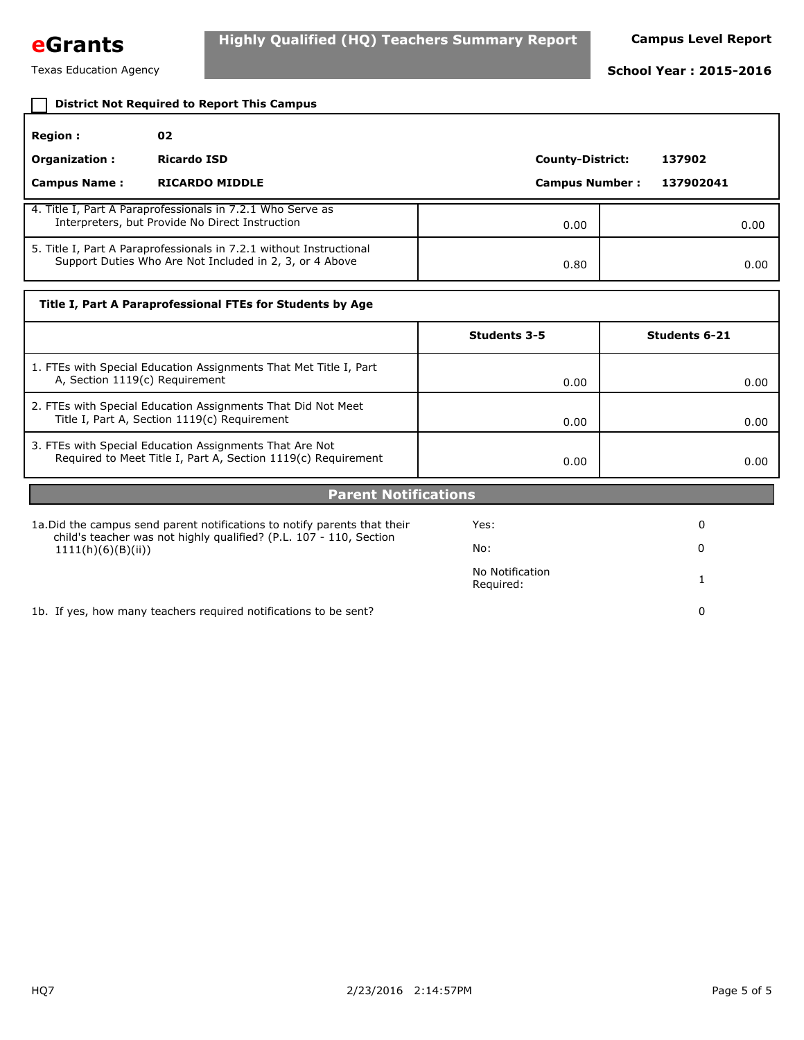# eGrants

Texas Education Agency

## Highly Qualified (HQ) Teachers Summary Report

**Campus Level Report**

**School Year : 2015-2016**

☐ **District Not Required to Report This Campus**

| | | | |
|---|---|---|---|
| **Region :** | **02** | | |
| **Organization :** | **Ricardo ISD** | **County-District:** | **137902** |
| **Campus Name :** | **RICARDO MIDDLE** | **Campus Number :** | **137902041** |

| | | |
|---|---|---|
| 4. Title I, Part A Paraprofessionals in 7.2.1 Who Serve as Interpreters, but Provide No Direct Instruction | 0.00 | 0.00 |
| 5. Title I, Part A Paraprofessionals in 7.2.1 without Instructional Support Duties Who Are Not Included in 2, 3, or 4 Above | 0.80 | 0.00 |

**Title I, Part A Paraprofessional FTEs for Students by Age**

| | **Students 3-5** | **Students 6-21** |
|---|---|---|
| 1. FTEs with Special Education Assignments That Met Title I, Part A, Section 1119(c) Requirement | 0.00 | 0.00 |
| 2. FTEs with Special Education Assignments That Did Not Meet Title I, Part A, Section 1119(c) Requirement | 0.00 | 0.00 |
| 3. FTEs with Special Education Assignments That Are Not Required to Meet Title I, Part A, Section 1119(c) Requirement | 0.00 | 0.00 |

## Parent Notifications

| | | |
|---|---|---|
| 1a. Did the campus send parent notifications to notify parents that their child's teacher was not highly qualified? (P.L. 107 - 110, Section 1111(h)(6)(B)(ii)) | Yes: | 0 |
| | No: | 0 |
| | No Notification Required: | 1 |
| 1b. If yes, how many teachers required notifications to be sent? | | 0 |

HQ7 2/23/2016 2:14:57PM